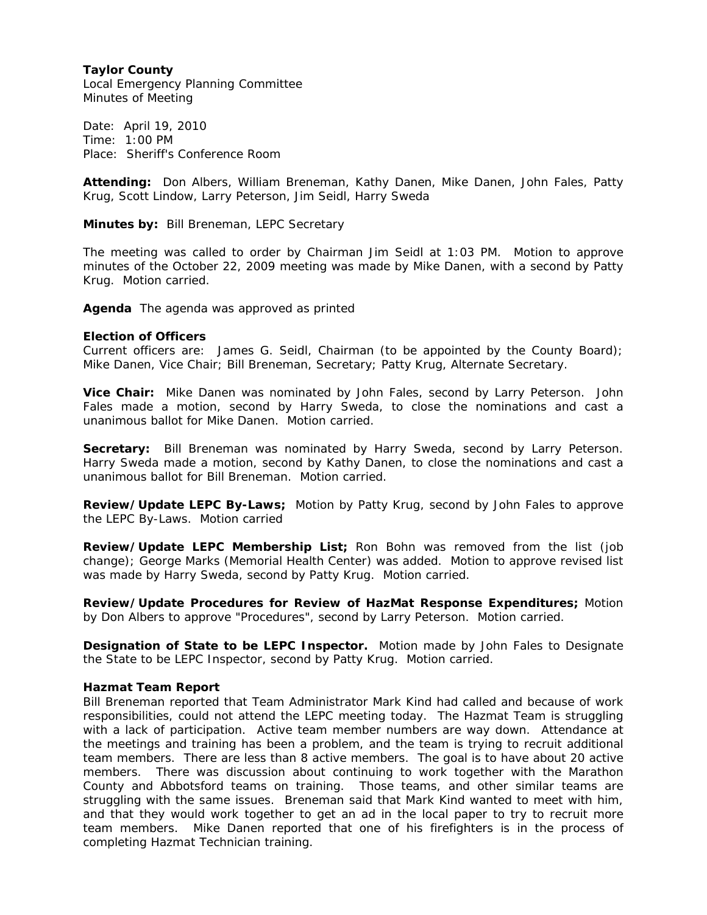**Taylor County**
Local Emergency Planning Committee
Minutes of Meeting

Date: April 19, 2010
Time: 1:00 PM
Place: Sheriff's Conference Room

**Attending:** Don Albers, William Breneman, Kathy Danen, Mike Danen, John Fales, Patty Krug, Scott Lindow, Larry Peterson, Jim Seidl, Harry Sweda

**Minutes by:** Bill Breneman, LEPC Secretary

The meeting was called to order by Chairman Jim Seidl at 1:03 PM. Motion to approve minutes of the October 22, 2009 meeting was made by Mike Danen, with a second by Patty Krug. Motion carried.

**Agenda** The agenda was approved as printed

**Election of Officers**
Current officers are: James G. Seidl, Chairman (to be appointed by the County Board); Mike Danen, Vice Chair; Bill Breneman, Secretary; Patty Krug, Alternate Secretary.

**Vice Chair:** Mike Danen was nominated by John Fales, second by Larry Peterson. John Fales made a motion, second by Harry Sweda, to close the nominations and cast a unanimous ballot for Mike Danen. Motion carried.

**Secretary:** Bill Breneman was nominated by Harry Sweda, second by Larry Peterson. Harry Sweda made a motion, second by Kathy Danen, to close the nominations and cast a unanimous ballot for Bill Breneman. Motion carried.

**Review/Update LEPC By-Laws;** Motion by Patty Krug, second by John Fales to approve the LEPC By-Laws. Motion carried

**Review/Update LEPC Membership List;** Ron Bohn was removed from the list (job change); George Marks (Memorial Health Center) was added. Motion to approve revised list was made by Harry Sweda, second by Patty Krug. Motion carried.

**Review/Update Procedures for Review of HazMat Response Expenditures;** Motion by Don Albers to approve "Procedures", second by Larry Peterson. Motion carried.

**Designation of State to be LEPC Inspector.** Motion made by John Fales to Designate the State to be LEPC Inspector, second by Patty Krug. Motion carried.

**Hazmat Team Report**
Bill Breneman reported that Team Administrator Mark Kind had called and because of work responsibilities, could not attend the LEPC meeting today. The Hazmat Team is struggling with a lack of participation. Active team member numbers are way down. Attendance at the meetings and training has been a problem, and the team is trying to recruit additional team members. There are less than 8 active members. The goal is to have about 20 active members. There was discussion about continuing to work together with the Marathon County and Abbotsford teams on training. Those teams, and other similar teams are struggling with the same issues. Breneman said that Mark Kind wanted to meet with him, and that they would work together to get an ad in the local paper to try to recruit more team members. Mike Danen reported that one of his firefighters is in the process of completing Hazmat Technician training.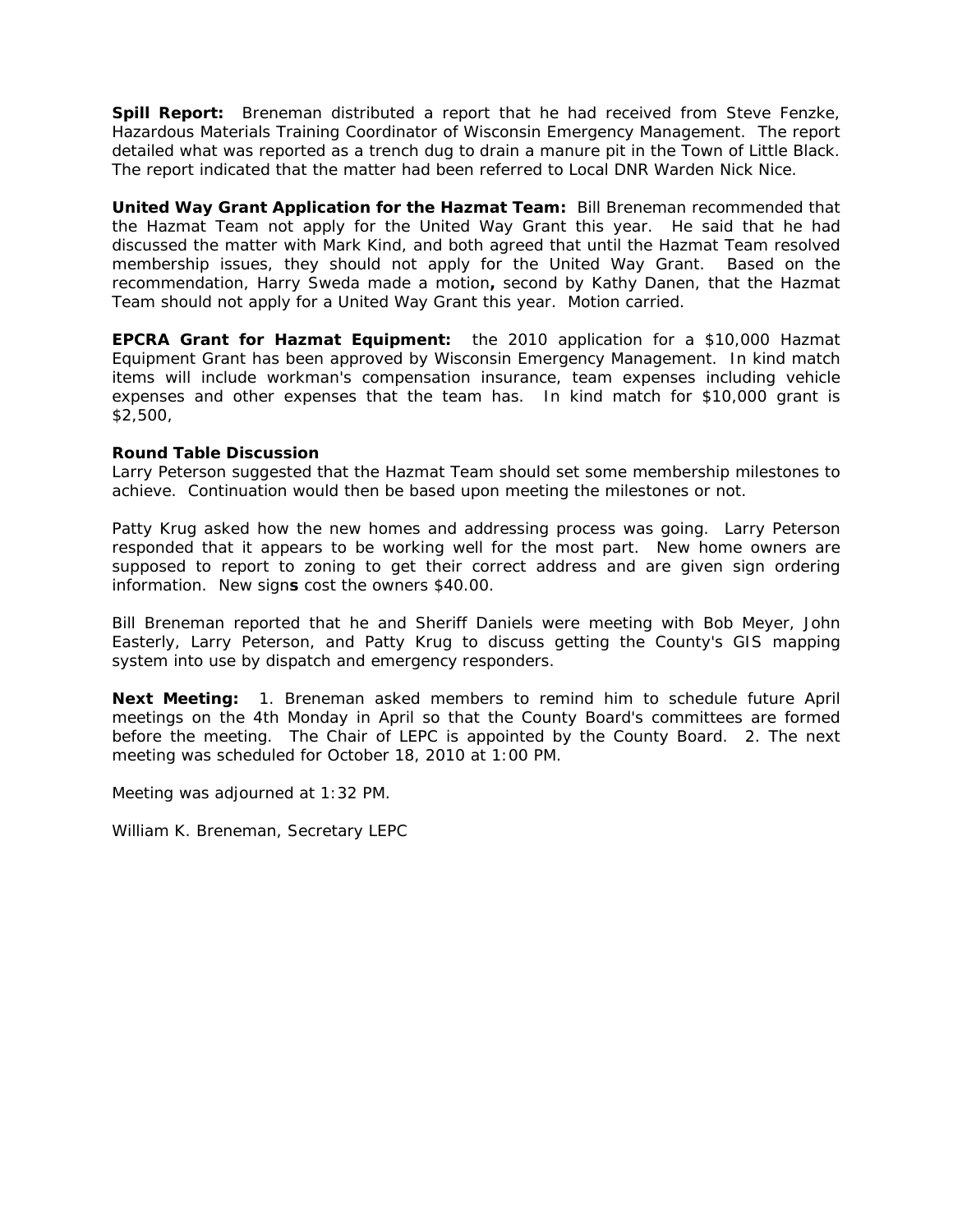**Spill Report:** Breneman distributed a report that he had received from Steve Fenzke, Hazardous Materials Training Coordinator of Wisconsin Emergency Management. The report detailed what was reported as a trench dug to drain a manure pit in the Town of Little Black. The report indicated that the matter had been referred to Local DNR Warden Nick Nice.

**United Way Grant Application for the Hazmat Team:** Bill Breneman recommended that the Hazmat Team not apply for the United Way Grant this year. He said that he had discussed the matter with Mark Kind, and both agreed that until the Hazmat Team resolved membership issues, they should not apply for the United Way Grant. Based on the recommendation, Harry Sweda made a motion**,** second by Kathy Danen, that the Hazmat Team should not apply for a United Way Grant this year. Motion carried.

**EPCRA Grant for Hazmat Equipment:** the 2010 application for a $10,000 Hazmat Equipment Grant has been approved by Wisconsin Emergency Management. In kind match items will include workman's compensation insurance, team expenses including vehicle expenses and other expenses that the team has. In kind match for $10,000 grant is $2,500,

**Round Table Discussion**

Larry Peterson suggested that the Hazmat Team should set some membership milestones to achieve. Continuation would then be based upon meeting the milestones or not.

Patty Krug asked how the new homes and addressing process was going. Larry Peterson responded that it appears to be working well for the most part. New home owners are supposed to report to zoning to get their correct address and are given sign ordering information. New sign**s** cost the owners $40.00.

Bill Breneman reported that he and Sheriff Daniels were meeting with Bob Meyer, John Easterly, Larry Peterson, and Patty Krug to discuss getting the County's GIS mapping system into use by dispatch and emergency responders.

**Next Meeting:** 1. Breneman asked members to remind him to schedule future April meetings on the 4th Monday in April so that the County Board's committees are formed before the meeting. The Chair of LEPC is appointed by the County Board. 2. The next meeting was scheduled for October 18, 2010 at 1:00 PM.

Meeting was adjourned at 1:32 PM.

William K. Breneman, Secretary LEPC